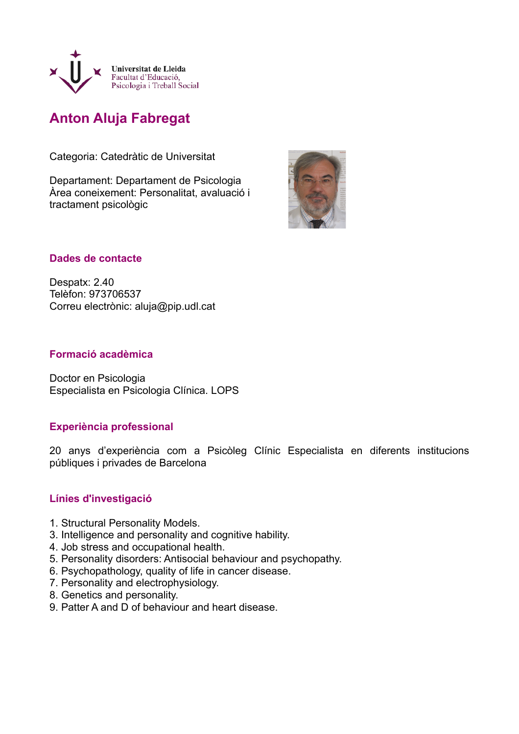Universitat de Lleida
Facultat d'Educació,
Psicologia i Treball Social

# Anton Aluja Fabregat

Categoria: Catedràtic de Universitat

Departament: Departament de Psicologia
Àrea coneixement: Personalitat, avaluació i tractament psicològic

## Dades de contacte

Despatx: 2.40
Telèfon: 973706537
Correu electrònic: aluja@pip.udl.cat

## Formació acadèmica

Doctor en Psicologia
Especialista en Psicologia Clínica. LOPS

## Experiència professional

20 anys d'experiència com a Psicòleg Clínic Especialista en diferents institucions públiques i privades de Barcelona

## Línies d'investigació

1. Structural Personality Models.
3. Intelligence and personality and cognitive hability.
4. Job stress and occupational health.
5. Personality disorders: Antisocial behaviour and psychopathy.
6. Psychopathology, quality of life in cancer disease.
7. Personality and electrophysiology.
8. Genetics and personality.
9. Patter A and D of behaviour and heart disease.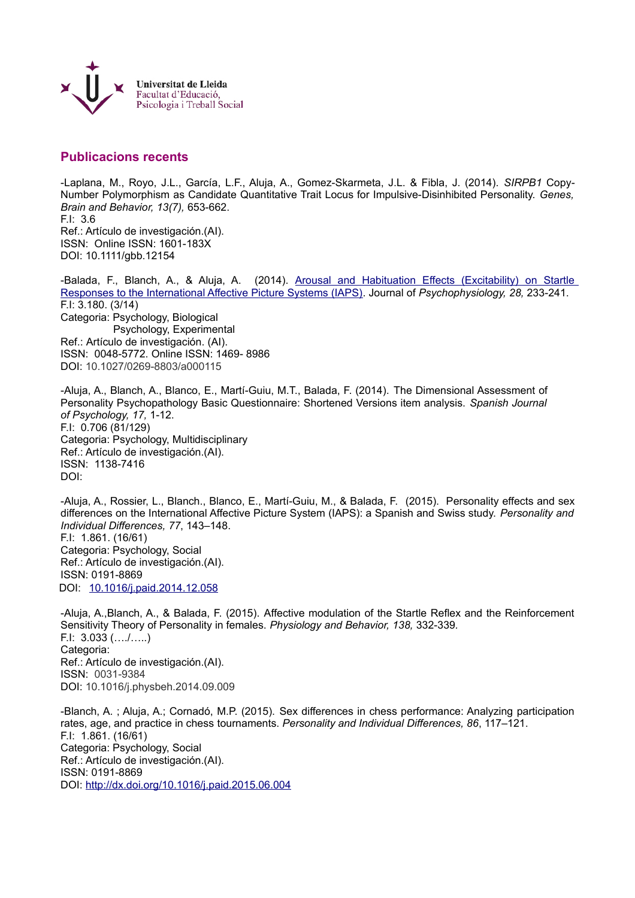Universitat de Lleida
Facultat d'Educació,
Psicologia i Treball Social

## Publicacions recents

-Laplana, M., Royo, J.L., García, L.F., Aluja, A., Gomez-Skarmeta, J.L. & Fibla, J. (2014). *SIRPB1* Copy-Number Polymorphism as Candidate Quantitative Trait Locus for Impulsive-Disinhibited Personality. *Genes, Brain and Behavior, 13(7),* 653-662.
F.I: 3.6
Ref.: Artículo de investigación.(AI).
ISSN: Online ISSN: 1601-183X
DOI: 10.1111/gbb.12154

-Balada, F., Blanch, A., & Aluja, A. (2014). Arousal and Habituation Effects (Excitability) on Startle Responses to the International Affective Picture Systems (IAPS). Journal of *Psychophysiology, 28,* 233-241.
F.I: 3.180. (3/14)
Categoria: Psychology, Biological
Psychology, Experimental
Ref.: Artículo de investigación. (AI).
ISSN: 0048-5772. Online ISSN: 1469- 8986
DOI: 10.1027/0269-8803/a000115

-Aluja, A., Blanch, A., Blanco, E., Martí-Guiu, M.T., Balada, F. (2014). The Dimensional Assessment of Personality Psychopathology Basic Questionnaire: Shortened Versions item analysis. *Spanish Journal of Psychology, 17,* 1-12.
F.I: 0.706 (81/129)
Categoria: Psychology, Multidisciplinary
Ref.: Artículo de investigación.(AI).
ISSN: 1138-7416
DOI:

-Aluja, A., Rossier, L., Blanch., Blanco, E., Martí-Guiu, M., & Balada, F. (2015). Personality effects and sex differences on the International Affective Picture System (IAPS): a Spanish and Swiss study. *Personality and Individual Differences, 77*, 143–148.
F.I: 1.861. (16/61)
Categoria: Psychology, Social
Ref.: Artículo de investigación.(AI).
ISSN: 0191-8869
DOI: 10.1016/j.paid.2014.12.058

-Aluja, A.,Blanch, A., & Balada, F. (2015). Affective modulation of the Startle Reflex and the Reinforcement Sensitivity Theory of Personality in females. *Physiology and Behavior, 138,* 332-339.
F.I: 3.033 (…./…..)
Categoria:
Ref.: Artículo de investigación.(AI).
ISSN: 0031-9384
DOI: 10.1016/j.physbeh.2014.09.009

-Blanch, A. ; Aluja, A.; Cornadó, M.P. (2015). Sex differences in chess performance: Analyzing participation rates, age, and practice in chess tournaments. *Personality and Individual Differences, 86*, 117–121.
F.I: 1.861. (16/61)
Categoria: Psychology, Social
Ref.: Artículo de investigación.(AI).
ISSN: 0191-8869
DOI: http://dx.doi.org/10.1016/j.paid.2015.06.004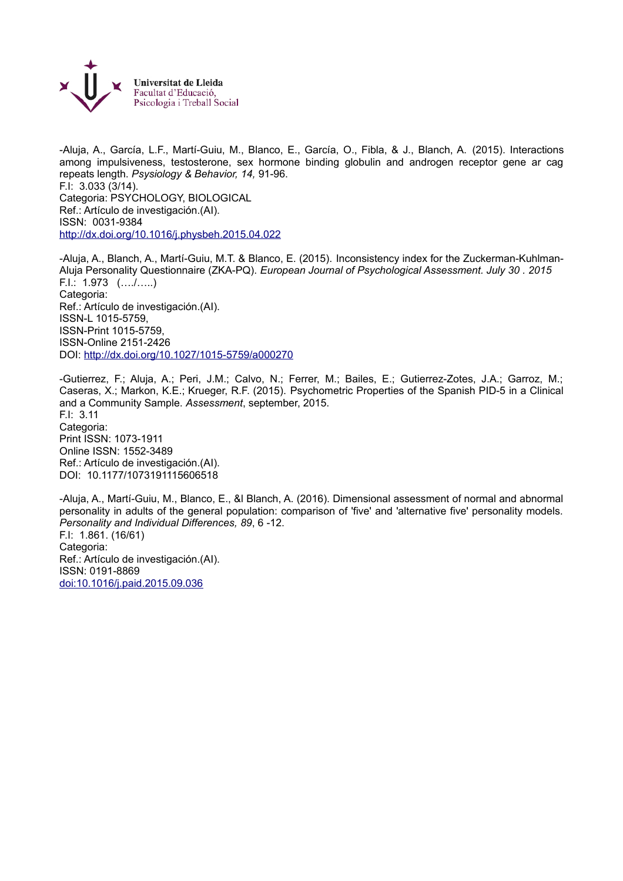-Aluja, A., García, L.F., Martí-Guiu, M., Blanco, E., García, O., Fibla, & J., Blanch, A. (2015). Interactions among impulsiveness, testosterone, sex hormone binding globulin and androgen receptor gene ar cag repeats length. *Psysiology & Behavior, 14,* 91-96.
F.I: 3.033 (3/14).
Categoria: PSYCHOLOGY, BIOLOGICAL
Ref.: Artículo de investigación.(AI).
ISSN: 0031-9384
http://dx.doi.org/10.1016/j.physbeh.2015.04.022

-Aluja, A., Blanch, A., Martí-Guiu, M.T. & Blanco, E. (2015). Inconsistency index for the Zuckerman-Kuhlman-Aluja Personality Questionnaire (ZKA-PQ). *European Journal of Psychological Assessment. July 30 . 2015*
F.I.: 1.973 (…./…..)
Categoria:
Ref.: Artículo de investigación.(AI).
ISSN-L 1015-5759,
ISSN-Print 1015-5759,
ISSN-Online 2151-2426
DOI: http://dx.doi.org/10.1027/1015-5759/a000270

-Gutierrez, F.; Aluja, A.; Peri, J.M.; Calvo, N.; Ferrer, M.; Bailes, E.; Gutierrez-Zotes, J.A.; Garroz, M.; Caseras, X.; Markon, K.E.; Krueger, R.F. (2015). Psychometric Properties of the Spanish PID-5 in a Clinical and a Community Sample. *Assessment*, september, 2015.
F.I: 3.11
Categoria:
Print ISSN: 1073-1911
Online ISSN: 1552-3489
Ref.: Artículo de investigación.(AI).
DOI: 10.1177/1073191115606518

-Aluja, A., Martí-Guiu, M., Blanco, E., &l Blanch, A. (2016). Dimensional assessment of normal and abnormal personality in adults of the general population: comparison of 'five' and 'alternative five' personality models. *Personality and Individual Differences, 89*, 6 -12.
F.I: 1.861. (16/61)
Categoria:
Ref.: Artículo de investigación.(AI).
ISSN: 0191-8869
doi:10.1016/j.paid.2015.09.036